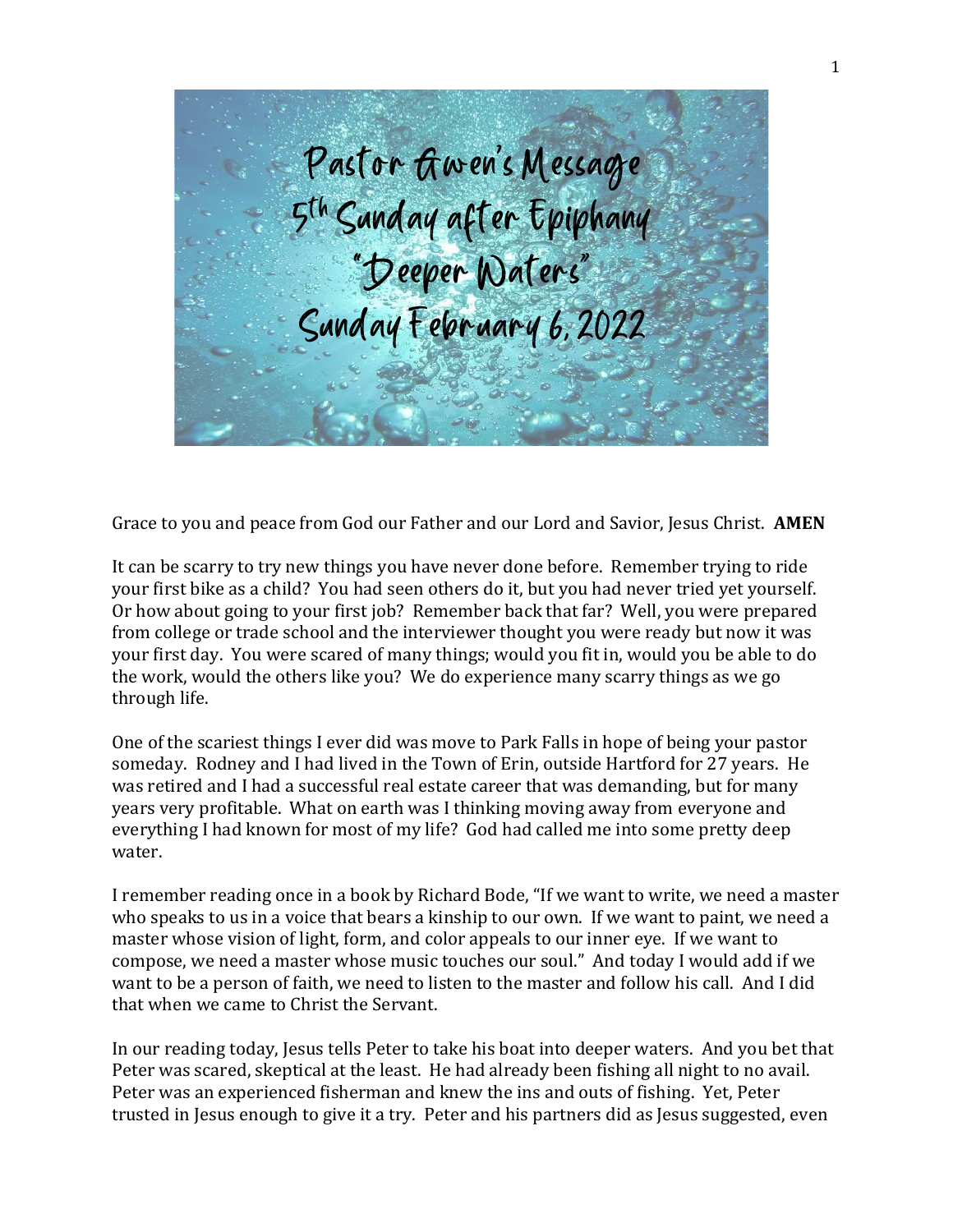# Pastor Gwen's Message
## 5th Sunday after Epiphany
## "Deeper Waters"
## Sunday February 6, 2022

Grace to you and peace from God our Father and our Lord and Savior, Jesus Christ. **AMEN**

It can be scarry to try new things you have never done before. Remember trying to ride your first bike as a child? You had seen others do it, but you had never tried yet yourself. Or how about going to your first job? Remember back that far? Well, you were prepared from college or trade school and the interviewer thought you were ready but now it was your first day. You were scared of many things; would you fit in, would you be able to do the work, would the others like you? We do experience many scarry things as we go through life.

One of the scariest things I ever did was move to Park Falls in hope of being your pastor someday. Rodney and I had lived in the Town of Erin, outside Hartford for 27 years. He was retired and I had a successful real estate career that was demanding, but for many years very profitable. What on earth was I thinking moving away from everyone and everything I had known for most of my life? God had called me into some pretty deep water.

I remember reading once in a book by Richard Bode, "If we want to write, we need a master who speaks to us in a voice that bears a kinship to our own. If we want to paint, we need a master whose vision of light, form, and color appeals to our inner eye. If we want to compose, we need a master whose music touches our soul." And today I would add if we want to be a person of faith, we need to listen to the master and follow his call. And I did that when we came to Christ the Servant.

In our reading today, Jesus tells Peter to take his boat into deeper waters. And you bet that Peter was scared, skeptical at the least. He had already been fishing all night to no avail. Peter was an experienced fisherman and knew the ins and outs of fishing. Yet, Peter trusted in Jesus enough to give it a try. Peter and his partners did as Jesus suggested, even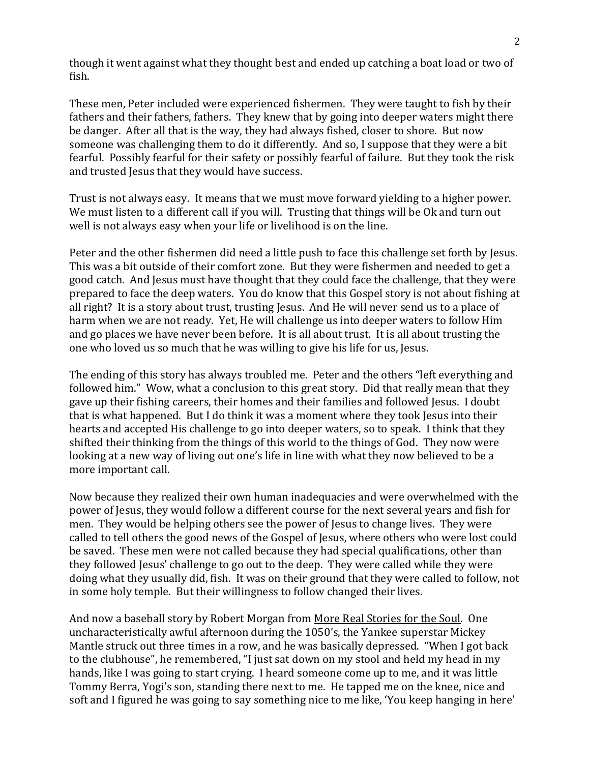though it went against what they thought best and ended up catching a boat load or two of fish.

These men, Peter included were experienced fishermen. They were taught to fish by their fathers and their fathers, fathers. They knew that by going into deeper waters might there be danger. After all that is the way, they had always fished, closer to shore. But now someone was challenging them to do it differently. And so, I suppose that they were a bit fearful. Possibly fearful for their safety or possibly fearful of failure. But they took the risk and trusted Jesus that they would have success.

Trust is not always easy. It means that we must move forward yielding to a higher power. We must listen to a different call if you will. Trusting that things will be Ok and turn out well is not always easy when your life or livelihood is on the line.

Peter and the other fishermen did need a little push to face this challenge set forth by Jesus. This was a bit outside of their comfort zone. But they were fishermen and needed to get a good catch. And Jesus must have thought that they could face the challenge, that they were prepared to face the deep waters. You do know that this Gospel story is not about fishing at all right? It is a story about trust, trusting Jesus. And He will never send us to a place of harm when we are not ready. Yet, He will challenge us into deeper waters to follow Him and go places we have never been before. It is all about trust. It is all about trusting the one who loved us so much that he was willing to give his life for us, Jesus.

The ending of this story has always troubled me. Peter and the others "left everything and followed him." Wow, what a conclusion to this great story. Did that really mean that they gave up their fishing careers, their homes and their families and followed Jesus. I doubt that is what happened. But I do think it was a moment where they took Jesus into their hearts and accepted His challenge to go into deeper waters, so to speak. I think that they shifted their thinking from the things of this world to the things of God. They now were looking at a new way of living out one's life in line with what they now believed to be a more important call.

Now because they realized their own human inadequacies and were overwhelmed with the power of Jesus, they would follow a different course for the next several years and fish for men. They would be helping others see the power of Jesus to change lives. They were called to tell others the good news of the Gospel of Jesus, where others who were lost could be saved. These men were not called because they had special qualifications, other than they followed Jesus' challenge to go out to the deep. They were called while they were doing what they usually did, fish. It was on their ground that they were called to follow, not in some holy temple. But their willingness to follow changed their lives.

And now a baseball story by Robert Morgan from More Real Stories for the Soul. One uncharacteristically awful afternoon during the 1050's, the Yankee superstar Mickey Mantle struck out three times in a row, and he was basically depressed. "When I got back to the clubhouse", he remembered, "I just sat down on my stool and held my head in my hands, like I was going to start crying. I heard someone come up to me, and it was little Tommy Berra, Yogi's son, standing there next to me. He tapped me on the knee, nice and soft and I figured he was going to say something nice to me like, 'You keep hanging in here'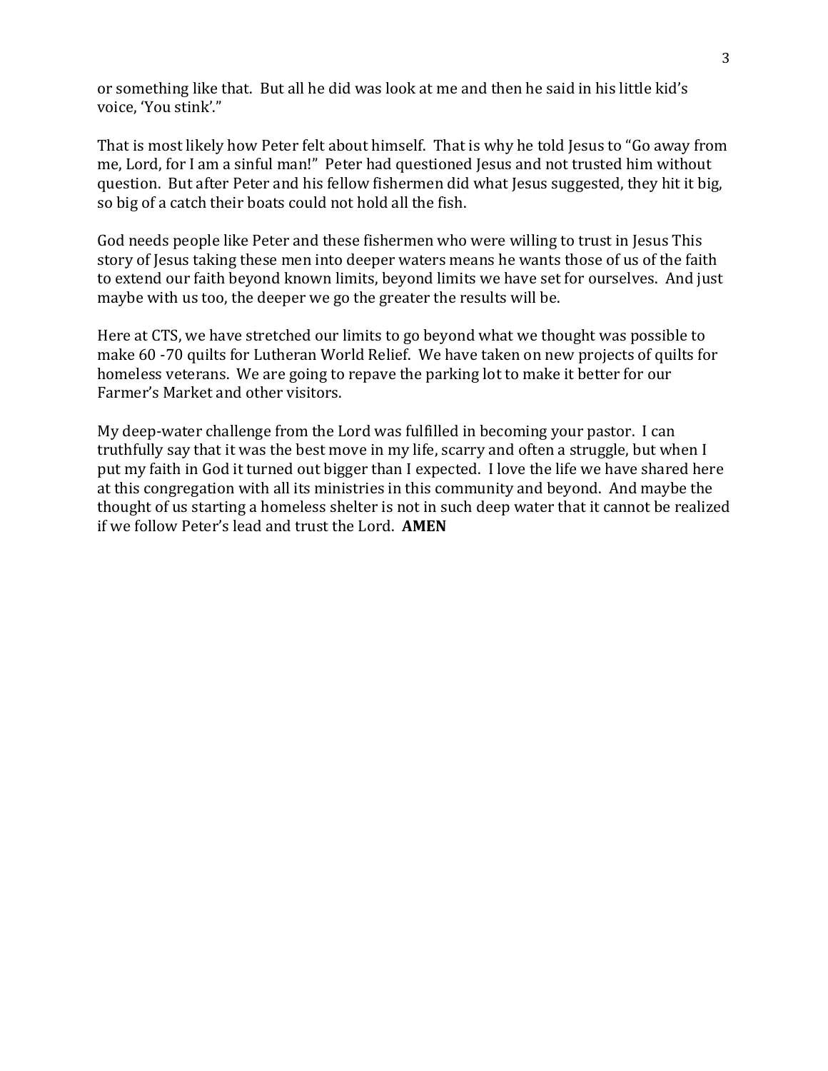or something like that. But all he did was look at me and then he said in his little kid's voice, 'You stink'."

That is most likely how Peter felt about himself. That is why he told Jesus to "Go away from me, Lord, for I am a sinful man!" Peter had questioned Jesus and not trusted him without question. But after Peter and his fellow fishermen did what Jesus suggested, they hit it big, so big of a catch their boats could not hold all the fish.

God needs people like Peter and these fishermen who were willing to trust in Jesus This story of Jesus taking these men into deeper waters means he wants those of us of the faith to extend our faith beyond known limits, beyond limits we have set for ourselves. And just maybe with us too, the deeper we go the greater the results will be.

Here at CTS, we have stretched our limits to go beyond what we thought was possible to make 60 -70 quilts for Lutheran World Relief. We have taken on new projects of quilts for homeless veterans. We are going to repave the parking lot to make it better for our Farmer's Market and other visitors.

My deep-water challenge from the Lord was fulfilled in becoming your pastor. I can truthfully say that it was the best move in my life, scarry and often a struggle, but when I put my faith in God it turned out bigger than I expected. I love the life we have shared here at this congregation with all its ministries in this community and beyond. And maybe the thought of us starting a homeless shelter is not in such deep water that it cannot be realized if we follow Peter's lead and trust the Lord. **AMEN**